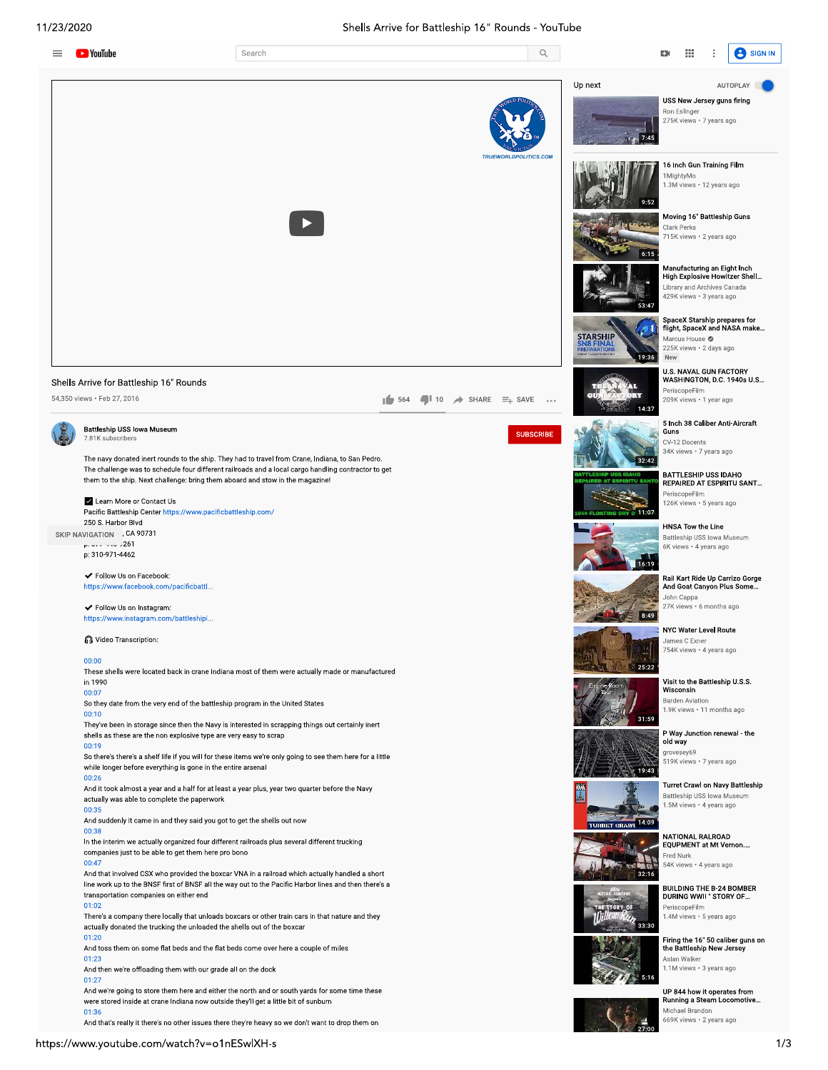# Shells Arrive for Battleship 16" Rounds

54,350 views • Feb 27, 2016

564 | 10 | SHARE | SAVE

**Battleship USS Iowa Museum**
7.81K subscribers

SUBSCRIBE

The navy donated inert rounds to the ship. They had to travel from Crane, Indiana, to San Pedro. The challenge was to schedule four different railroads and a local cargo handling contractor to get them to the ship. Next challenge: bring them aboard and stow in the magazine!

☑ Learn More or Contact Us
Pacific Battleship Center https://www.pacificbattleship.com/
250 S. Harbor Blvd
, CA 90731
p: ... 261
p: 310-971-4462

✔ Follow Us on Facebook:
https://www.facebook.com/pacificbattl...

✔ Follow Us on Instagram:
https://www.instagram.com/battleshipi...

🎧 Video Transcription:

00:00
These shells were located back in crane Indiana most of them were actually made or manufactured in 1990

00:07
So they date from the very end of the battleship program in the United States

00:10
They've been in storage since then the Navy is interested in scrapping things out certainly inert shells as these are the non explosive type are very easy to scrap

00:19
So there's there's a shelf life if you will for these items we're only going to see them here for a little while longer before everything is gone in the entire arsenal

00:26
And it took almost a year and a half for at least a year plus, year two quarter before the Navy actually was able to complete the paperwork

00:35
And suddenly it came in and they said you got to get the shells out now

00:38
In the interim we actually organized four different railroads plus several different trucking companies just to be able to get them here pro bono

00:47
And that involved CSX who provided the boxcar VNA in a railroad which actually handled a short line work up to the BNSF first of BNSF all the way out to the Pacific Harbor lines and then there's a transportation companies on either end

01:02
There's a company there locally that unloads boxcars or other train cars in that nature and they actually donated the trucking the unloaded the shells out of the boxcar

01:20
And toss them on some flat beds and the flat beds come over here a couple of miles

01:23
And then we're offloading them with our grade all on the dock

01:27
And we're going to store them here and either the north and or south yards for some time these were stored inside at crane Indiana now outside they'll get a little bit of sunburn

01:36
And that's really it there's no other issues there they're heavy so we don't want to drop them on

## Up next

- USS New Jersey guns firing — Ron Eslinger — 275K views • 7 years ago — 7:45
- 16 Inch Gun Training Film — 1MightyMo — 1.3M views • 12 years ago — 9:52
- Moving 16" Battleship Guns — Clark Perks — 715K views • 2 years ago — 6:15
- Manufacturing an Eight Inch High Explosive Howitzer Shell... — Library and Archives Canada — 429K views • 3 years ago — 53:47
- SpaceX Starship prepares for flight, SpaceX and NASA make... — Marcus House — 225K views • 2 days ago — New — 19:36
- U.S. NAVAL GUN FACTORY WASHINGTON, D.C. 1940s U.S... — PeriscopeFilm — 209K views • 1 year ago — 14:37
- 5 Inch 38 Caliber Anti-Aircraft Guns — CV-12 Docents — 34K views • 7 years ago — 32:42
- BATTLESHIP USS IDAHO REPAIRED AT ESPIRITU SANT... — PeriscopeFilm — 126K views • 5 years ago — 11:07
- HNSA Tow the Line — Battleship USS Iowa Museum — 6K views • 4 years ago — 16:19
- Rail Kart Ride Up Carrizo Gorge And Goat Canyon Plus Some... — John Cappa — 27K views • 6 months ago — 8:49
- NYC Water Level Route — James C Exner — 754K views • 4 years ago — 25:22
- Visit to the Battleship U.S.S. Wisconsin — Barden Aviation — 1.9K views • 11 months ago — 31:59
- P Way Junction renewal - the old way — groveseу69 — 519K views • 7 years ago — 19:43
- Turret Crawl on Navy Battleship — Battleship USS Iowa Museum — 1.5M views • 4 years ago — 14:09
- NATIONAL RALROAD EQUIPMENT at Mt Vernon.... — Fred Nurk — 54K views • 4 years ago — 32:16
- BUILDING THE B-24 BOMBER DURING WWII " STORY OF... — PeriscopeFilm — 1.4M views • 5 years ago — 33:30
- Firing the 16" 50 caliber guns on the Battleship New Jersey — Aslan Walker — 1.1M views • 3 years ago — 5:16
- UP 844 how it operates from Running a Steam Locomotive... — Michael Brandon — 669K views • 2 years ago — 27:00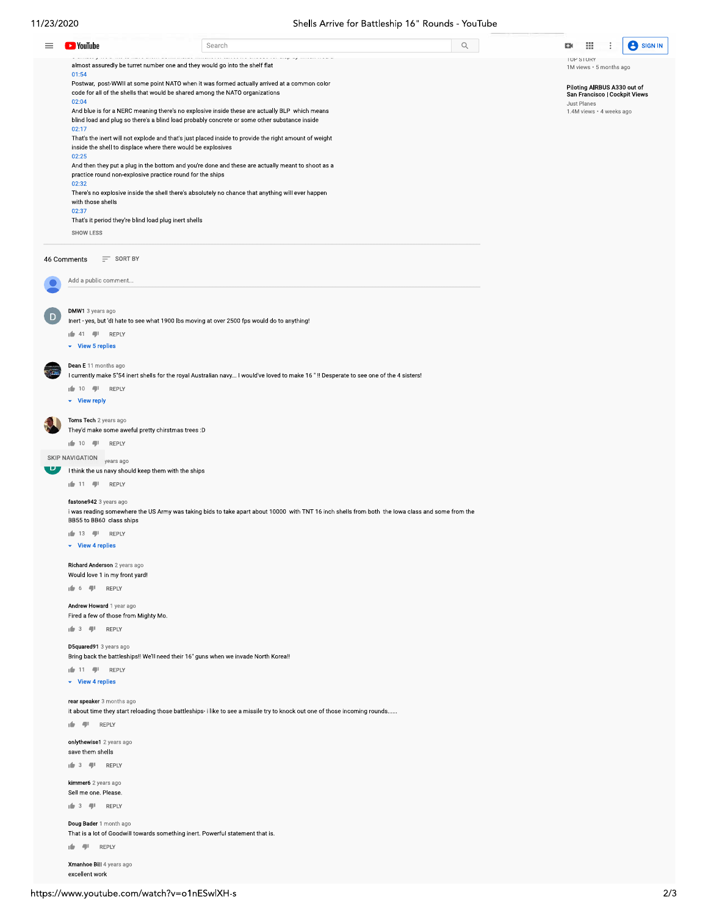almost assuredly be turret number one and they would go into the shelf flat

01:54

Postwar, post-WWII at some point NATO when it was formed actually arrived at a common color code for all of the shells that would be shared among the NATO organizations

02:04

And blue is for a NERC meaning there's no explosive inside these are actually BLP which means blind load and plug so there's a blind load probably concrete or some other substance inside

02:17

That's the inert will not explode and that's just placed inside to provide the right amount of weight inside the shell to displace where there would be explosives

02:25

And then they put a plug in the bottom and you're done and these are actually meant to shoot as a practice round non-explosive practice round for the ships

02:32

There's no explosive inside the shell there's absolutely no chance that anything will ever happen with those shells

02:37

That's it period they're blind load plug inert shells

SHOW LESS

TOP STORY
1M views • 5 months ago

**Piloting AIRBUS A330 out of San Francisco | Cockpit Views**
Just Planes
1.4M views • 4 weeks ago

46 Comments   SORT BY

Add a public comment...

**DMW1** 3 years ago
Inert - yes, but 'dl hate to see what 1900 lbs moving at over 2500 fps would do to anything!
41 REPLY
View 5 replies

**Dean E** 11 months ago
I currently make 5"54 inert shells for the royal Australian navy... I would've loved to make 16 " !! Desperate to see one of the 4 sisters!
10 REPLY
View reply

**Toms Tech** 2 years ago
They'd make some awful pretty christmas trees :D
10 REPLY

SKIP NAVIGATION years ago
I think the us navy should keep them with the ships
11 REPLY

**fastone942** 3 years ago
i was reading somewhere the US Army was taking bids to take apart about 10000 with TNT 16 inch shells from both the Iowa class and some from the BB55 to BB60 class ships
13 REPLY
View 4 replies

**Richard Anderson** 2 years ago
Would love 1 in my front yard!
6 REPLY

**Andrew Howard** 1 year ago
Fired a few of those from Mighty Mo.
3 REPLY

**D5quared91** 3 years ago
Bring back the battleships!! We'll need their 16" guns when we invade North Korea!!
11 REPLY
View 4 replies

**rear speaker** 3 months ago
it about time they start reloading those battleships- i like to see a missile try to knock out one of those incoming rounds......
REPLY

**onlythewise1** 2 years ago
save them shells
3 REPLY

**kimmer6** 2 years ago
Sell me one. Please.
3 REPLY

**Doug Bader** 1 month ago
That is a lot of Goodwill towards something inert. Powerful statement that is.
REPLY

**Xmanhoe Bill** 4 years ago
excellent work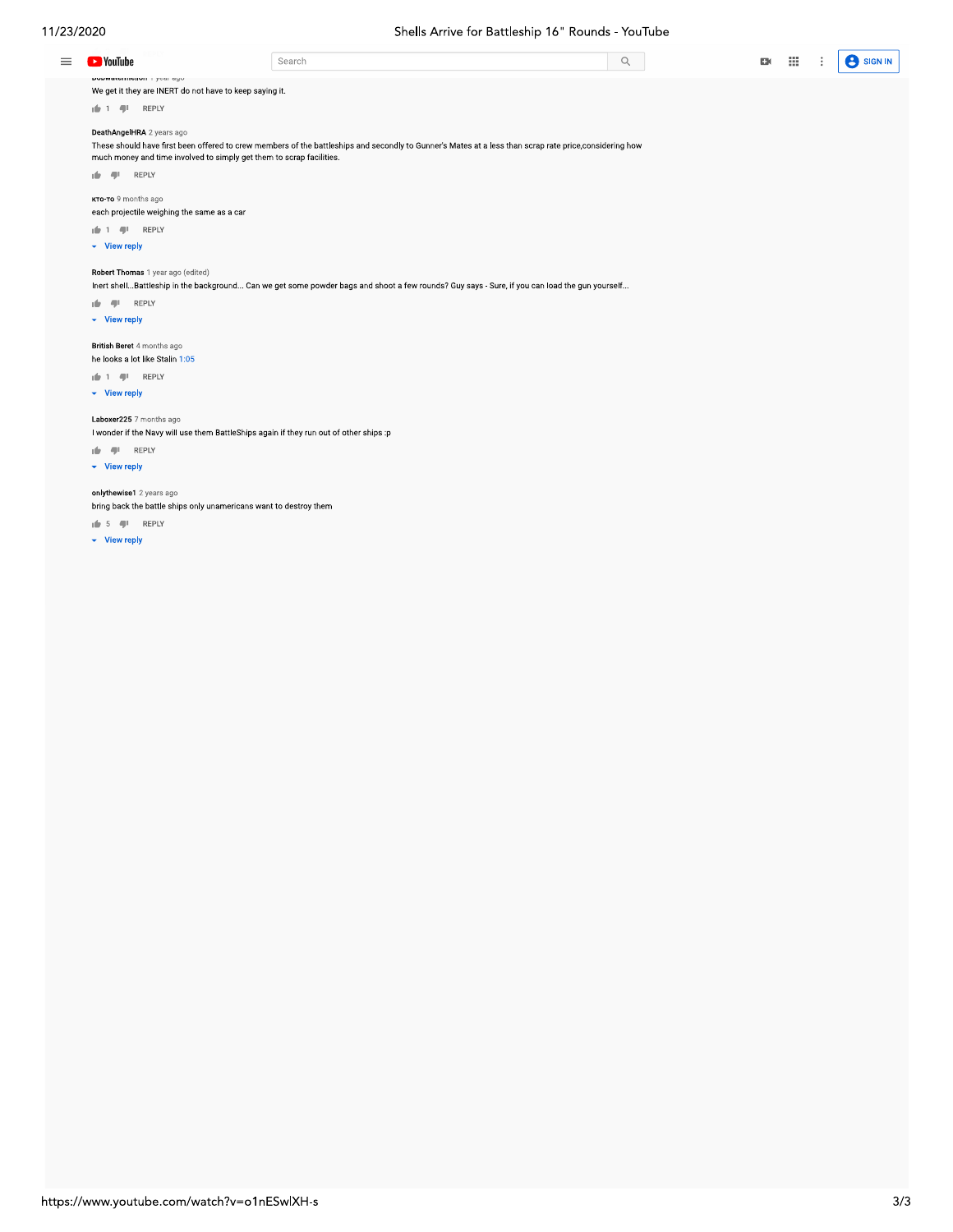We get it they are INERT do not have to keep saying it.

1 REPLY

**DeathAngelHRA** 2 years ago

These should have first been offered to crew members of the battleships and secondly to Gunner's Mates at a less than scrap rate price,considering how much money and time involved to simply get them to scrap facilities.

REPLY

**кто-то** 9 months ago

each projectile weighing the same as a car

1 REPLY

View reply

**Robert Thomas** 1 year ago (edited)

Inert shell...Battleship in the background... Can we get some powder bags and shoot a few rounds? Guy says - Sure, if you can load the gun yourself...

REPLY

View reply

**British Beret** 4 months ago

he looks a lot like Stalin 1:05

1 REPLY

View reply

**Laboxer225** 7 months ago

I wonder if the Navy will use them BattleShips again if they run out of other ships :p

REPLY

View reply

**onlythewise1** 2 years ago

bring back the battle ships only unamericans want to destroy them

5 REPLY

View reply